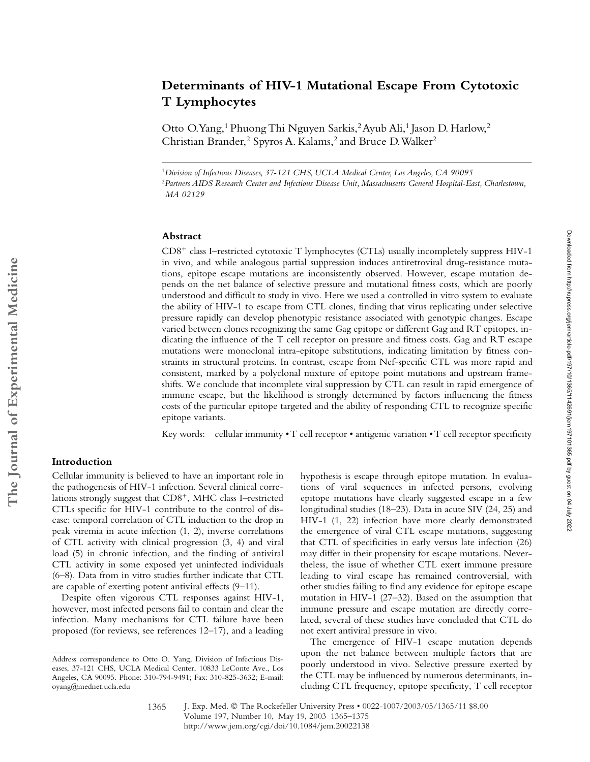# Determinants of HIV-1 Mutational Escape From Cytotoxic T Lymphocytes

Otto O. Yang,[1] Phuong Thi Nguyen Sarkis,[2] Ayub Ali,[1] Jason D. Harlow,[2] Christian Brander,[2] Spyros A. Kalams,[2] and Bruce D. Walker[2]

[1]*Division of Infectious Diseases, 37-121 CHS, UCLA Medical Center, Los Angeles, CA 90095*

[2]*Partners AIDS Research Center and Infectious Disease Unit, Massachusetts General Hospital-East, Charlestown, MA 02129*

## Abstract

$CD8^+$ class I–restricted cytotoxic T lymphocytes (CTLs) usually incompletely suppress HIV-1 in vivo, and while analogous partial suppression induces antiretroviral drug-resistance mutations, epitope escape mutations are inconsistently observed. However, escape mutation depends on the net balance of selective pressure and mutational fitness costs, which are poorly understood and difficult to study in vivo. Here we used a controlled in vitro system to evaluate the ability of HIV-1 to escape from CTL clones, finding that virus replicating under selective pressure rapidly can develop phenotypic resistance associated with genotypic changes. Escape varied between clones recognizing the same Gag epitope or different Gag and RT epitopes, indicating the influence of the T cell receptor on pressure and fitness costs. Gag and RT escape mutations were monoclonal intra-epitope substitutions, indicating limitation by fitness constraints in structural proteins. In contrast, escape from Nef-specific CTL was more rapid and consistent, marked by a polyclonal mixture of epitope point mutations and upstream frameshifts. We conclude that incomplete viral suppression by CTL can result in rapid emergence of immune escape, but the likelihood is strongly determined by factors influencing the fitness costs of the particular epitope targeted and the ability of responding CTL to recognize specific epitope variants.

Key words: cellular immunity • T cell receptor • antigenic variation • T cell receptor specificity

## Introduction

Cellular immunity is believed to have an important role in the pathogenesis of HIV-1 infection. Several clinical correlations strongly suggest that $CD8^+$, MHC class I–restricted CTLs specific for HIV-1 contribute to the control of disease: temporal correlation of CTL induction to the drop in peak viremia in acute infection (1, 2), inverse correlations of CTL activity with clinical progression (3, 4) and viral load (5) in chronic infection, and the finding of antiviral CTL activity in some exposed yet uninfected individuals (6–8). Data from in vitro studies further indicate that CTL are capable of exerting potent antiviral effects (9–11).

Despite often vigorous CTL responses against HIV-1, however, most infected persons fail to contain and clear the infection. Many mechanisms for CTL failure have been proposed (for reviews, see references 12–17), and a leading hypothesis is escape through epitope mutation. In evaluations of viral sequences in infected persons, evolving epitope mutations have clearly suggested escape in a few longitudinal studies (18–23). Data in acute SIV (24, 25) and HIV-1 (1, 22) infection have more clearly demonstrated the emergence of viral CTL escape mutations, suggesting that CTL of specificities in early versus late infection (26) may differ in their propensity for escape mutations. Nevertheless, the issue of whether CTL exert immune pressure leading to viral escape has remained controversial, with other studies failing to find any evidence for epitope escape mutation in HIV-1 (27–32). Based on the assumption that immune pressure and escape mutation are directly correlated, several of these studies have concluded that CTL do not exert antiviral pressure in vivo.

The emergence of HIV-1 escape mutation depends upon the net balance between multiple factors that are poorly understood in vivo. Selective pressure exerted by the CTL may be influenced by numerous determinants, including CTL frequency, epitope specificity, T cell receptor

Address correspondence to Otto O. Yang, Division of Infectious Diseases, 37-121 CHS, UCLA Medical Center, 10833 LeConte Ave., Los Angeles, CA 90095. Phone: 310-794-9491; Fax: 310-825-3632; E-mail: oyang@mednet.ucla.edu

J. Exp. Med. © The Rockefeller University Press • 0022-1007/2003/05/1365/11 $8.00
Volume 197, Number 10, May 19, 2003 1365–1375
http://www.jem.org/cgi/doi/10.1084/jem.20022138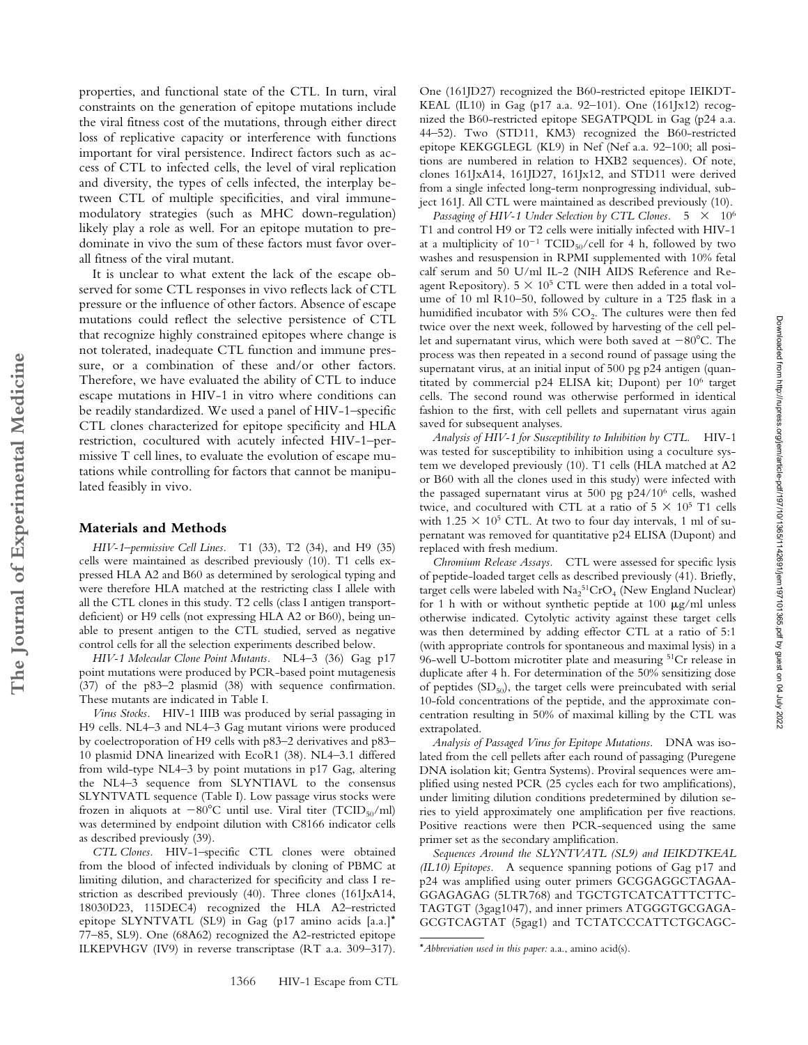properties, and functional state of the CTL. In turn, viral constraints on the generation of epitope mutations include the viral fitness cost of the mutations, through either direct loss of replicative capacity or interference with functions important for viral persistence. Indirect factors such as access of CTL to infected cells, the level of viral replication and diversity, the types of cells infected, the interplay between CTL of multiple specificities, and viral immunemodulatory strategies (such as MHC down-regulation) likely play a role as well. For an epitope mutation to predominate in vivo the sum of these factors must favor overall fitness of the viral mutant.

It is unclear to what extent the lack of the escape observed for some CTL responses in vivo reflects lack of CTL pressure or the influence of other factors. Absence of escape mutations could reflect the selective persistence of CTL that recognize highly constrained epitopes where change is not tolerated, inadequate CTL function and immune pressure, or a combination of these and/or other factors. Therefore, we have evaluated the ability of CTL to induce escape mutations in HIV-1 in vitro where conditions can be readily standardized. We used a panel of HIV-1–specific CTL clones characterized for epitope specificity and HLA restriction, cocultured with acutely infected HIV-1–permissive T cell lines, to evaluate the evolution of escape mutations while controlling for factors that cannot be manipulated feasibly in vivo.

## Materials and Methods

*HIV-1–permissive Cell Lines.* T1 (33), T2 (34), and H9 (35) cells were maintained as described previously (10). T1 cells expressed HLA A2 and B60 as determined by serological typing and were therefore HLA matched at the restricting class I allele with all the CTL clones in this study. T2 cells (class I antigen transport-deficient) or H9 cells (not expressing HLA A2 or B60), being unable to present antigen to the CTL studied, served as negative control cells for all the selection experiments described below.

*HIV-1 Molecular Clone Point Mutants.* NL4–3 (36) Gag p17 point mutations were produced by PCR-based point mutagenesis (37) of the p83–2 plasmid (38) with sequence confirmation. These mutants are indicated in Table I.

*Virus Stocks.* HIV-1 IIIB was produced by serial passaging in H9 cells. NL4–3 and NL4–3 Gag mutant virions were produced by coelectroporation of H9 cells with p83–2 derivatives and p83–10 plasmid DNA linearized with EcoR1 (38). NL4–3.1 differed from wild-type NL4–3 by point mutations in p17 Gag, altering the NL4–3 sequence from SLYNTIAVL to the consensus SLYNTVATL sequence (Table I). Low passage virus stocks were frozen in aliquots at −80°C until use. Viral titer ($TCID_{50}$/ml) was determined by endpoint dilution with C8166 indicator cells as described previously (39).

*CTL Clones.* HIV-1–specific CTL clones were obtained from the blood of infected individuals by cloning of PBMC at limiting dilution, and characterized for specificity and class I restriction as described previously (40). Three clones (161JxA14, 18030D23, 115DEC4) recognized the HLA A2–restricted epitope SLYNTVATL (SL9) in Gag (p17 amino acids [a.a.]* 77–85, SL9). One (68A62) recognized the A2-restricted epitope ILKEPVHGV (IV9) in reverse transcriptase (RT a.a. 309–317). One (161JD27) recognized the B60-restricted epitope IEIKDTKEAL (IL10) in Gag (p17 a.a. 92–101). One (161Jx12) recognized the B60-restricted epitope SEGATPQDL in Gag (p24 a.a. 44–52). Two (STD11, KM3) recognized the B60-restricted epitope KEKGGLEGL (KL9) in Nef (Nef a.a. 92–100; all positions are numbered in relation to HXB2 sequences). Of note, clones 161JxA14, 161JD27, 161Jx12, and STD11 were derived from a single infected long-term nonprogressing individual, subject 161J. All CTL were maintained as described previously (10).

*Passaging of HIV-1 Under Selection by CTL Clones.* $5 \times 10^6$ T1 and control H9 or T2 cells were initially infected with HIV-1 at a multiplicity of $10^{-1}$ $TCID_{50}$/cell for 4 h, followed by two washes and resuspension in RPMI supplemented with 10% fetal calf serum and 50 U/ml IL-2 (NIH AIDS Reference and Reagent Repository). $5 \times 10^5$ CTL were then added in a total volume of 10 ml R10–50, followed by culture in a T25 flask in a humidified incubator with 5% $CO_2$. The cultures were then fed twice over the next week, followed by harvesting of the cell pellet and supernatant virus, which were both saved at −80°C. The process was then repeated in a second round of passage using the supernatant virus, at an initial input of 500 pg p24 antigen (quantitated by commercial p24 ELISA kit; Dupont) per $10^6$ target cells. The second round was otherwise performed in identical fashion to the first, with cell pellets and supernatant virus again saved for subsequent analyses.

*Analysis of HIV-1 for Susceptibility to Inhibition by CTL.* HIV-1 was tested for susceptibility to inhibition using a coculture system we developed previously (10). T1 cells (HLA matched at A2 or B60 with all the clones used in this study) were infected with the passaged supernatant virus at 500 pg p24/$10^6$ cells, washed twice, and cocultured with CTL at a ratio of $5 \times 10^5$ T1 cells with $1.25 \times 10^5$ CTL. At two to four day intervals, 1 ml of supernatant was removed for quantitative p24 ELISA (Dupont) and replaced with fresh medium.

*Chromium Release Assays.* CTL were assessed for specific lysis of peptide-loaded target cells as described previously (41). Briefly, target cells were labeled with $Na_2{}^{51}CrO_4$ (New England Nuclear) for 1 h with or without synthetic peptide at 100 μg/ml unless otherwise indicated. Cytolytic activity against these target cells was then determined by adding effector CTL at a ratio of 5:1 (with appropriate controls for spontaneous and maximal lysis) in a 96-well U-bottom microtiter plate and measuring $^{51}Cr$ release in duplicate after 4 h. For determination of the 50% sensitizing dose of peptides ($SD_{50}$), the target cells were preincubated with serial 10-fold concentrations of the peptide, and the approximate concentration resulting in 50% of maximal killing by the CTL was extrapolated.

*Analysis of Passaged Virus for Epitope Mutations.* DNA was isolated from the cell pellets after each round of passaging (Puregene DNA isolation kit; Gentra Systems). Proviral sequences were amplified using nested PCR (25 cycles each for two amplifications), under limiting dilution conditions predetermined by dilution series to yield approximately one amplification per five reactions. Positive reactions were then PCR-sequenced using the same primer set as the secondary amplification.

*Sequences Around the SLYNTVATL (SL9) and IEIKDTKEAL (IL10) Epitopes.* A sequence spanning potions of Gag p17 and p24 was amplified using outer primers GCGGAGGCTAGAAGGAGAGAG (5LTR768) and TGCTGTCATCATTTCTTCTAGTGT (3gag1047), and inner primers ATGGGTGCGAGAGCGTCAGTAT (5gag1) and TCTATCCCATTCTGCAGC-

*Abbreviation used in this paper: a.a., amino acid(s).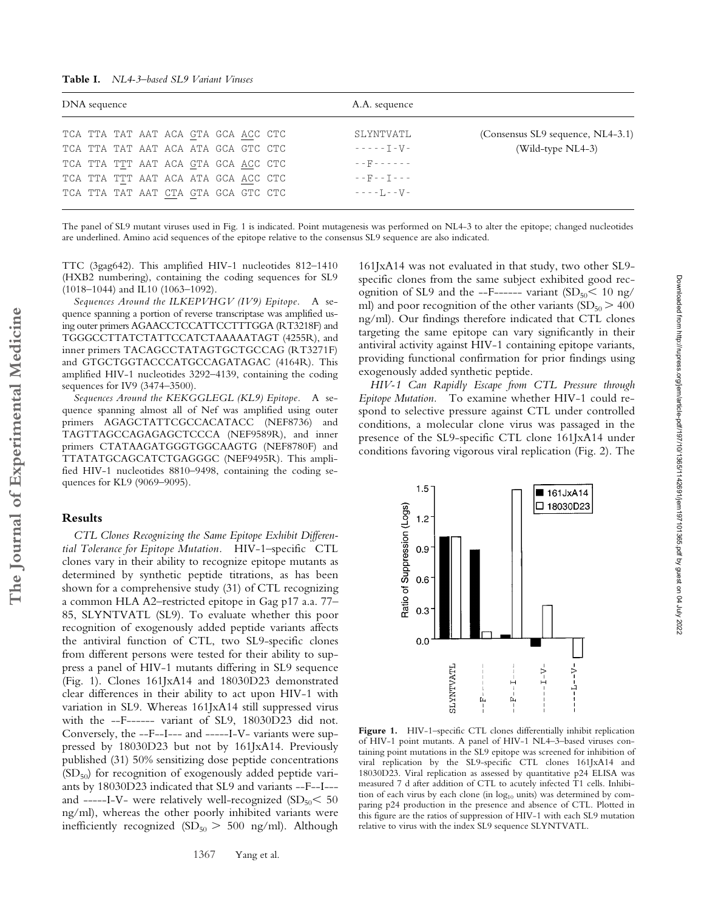**Table I.** *NL4-3–based SL9 Variant Viruses*

| DNA sequence | A.A. sequence | |
|---|---|---|
| TCA TTA TAT AAT ACA GTA GCA ACC CTC | SLYNTVATL | (Consensus SL9 sequence, NL4-3.1) |
| TCA TTA TAT AAT ACA ATA GCA GTC CTC | -----I-V- | (Wild-type NL4-3) |
| TCA TTA TTT AAT ACA GTA GCA ACC CTC | --F------ | |
| TCA TTA TTT AAT ACA ATA GCA ACC CTC | --F--I--- | |
| TCA TTA TAT AAT CTA GTA GCA GTC CTC | ----L--V- | |

The panel of SL9 mutant viruses used in Fig. 1 is indicated. Point mutagenesis was performed on NL4-3 to alter the epitope; changed nucleotides are underlined. Amino acid sequences of the epitope relative to the consensus SL9 sequence are also indicated.

TTC (3gag642). This amplified HIV-1 nucleotides 812–1410 (HXB2 numbering), containing the coding sequences for SL9 (1018–1044) and IL10 (1063–1092).

*Sequences Around the ILKEPVHGV (IV9) Epitope.* A sequence spanning a portion of reverse transcriptase was amplified using outer primers AGAACCTCCATTCCTTTGGA (RT3218F) and TGGGCCTTATCTATTCCATCTAAAAATAGT (4255R), and inner primers TACAGCCTATAGTGCTGCCAG (RT3271F) and GTGCTGGTACCCATGCCAGATAGAC (4164R). This amplified HIV-1 nucleotides 3292–4139, containing the coding sequences for IV9 (3474–3500).

*Sequences Around the KEKGGLEGL (KL9) Epitope.* A sequence spanning almost all of Nef was amplified using outer primers AGAGCTATTCGCCACATACC (NEF8736) and TAGTTAGCCAGAGAGCTCCCA (NEF9589R), and inner primers CTATAAGATGGGTGGCAAGTG (NEF8780F) and TTATATGCAGCATCTGAGGGC (NEF9495R). This amplified HIV-1 nucleotides 8810–9498, containing the coding sequences for KL9 (9069–9095).

## Results

*CTL Clones Recognizing the Same Epitope Exhibit Differential Tolerance for Epitope Mutation.* HIV-1–specific CTL clones vary in their ability to recognize epitope mutants as determined by synthetic peptide titrations, as has been shown for a comprehensive study (31) of CTL recognizing a common HLA A2–restricted epitope in Gag p17 a.a. 77–85, SLYNTVATL (SL9). To evaluate whether this poor recognition of exogenously added peptide variants affects the antiviral function of CTL, two SL9-specific clones from different persons were tested for their ability to suppress a panel of HIV-1 mutants differing in SL9 sequence (Fig. 1). Clones 161JxA14 and 18030D23 demonstrated clear differences in their ability to act upon HIV-1 with variation in SL9. Whereas 161JxA14 still suppressed virus with the --F------ variant of SL9, 18030D23 did not. Conversely, the --F--I--- and -----I-V- variants were suppressed by 18030D23 but not by 161JxA14. Previously published (31) 50% sensitizing dose peptide concentrations ($SD_{50}$) for recognition of exogenously added peptide variants by 18030D23 indicated that SL9 and variants --F--I--- and -----I-V- were relatively well-recognized ($SD_{50} < 50$ ng/ml), whereas the other poorly inhibited variants were inefficiently recognized ($SD_{50} > 500$ ng/ml). Although 161JxA14 was not evaluated in that study, two other SL9-specific clones from the same subject exhibited good recognition of SL9 and the --F------ variant ($SD_{50} < 10$ ng/ml) and poor recognition of the other variants ($SD_{50} > 400$ ng/ml). Our findings therefore indicated that CTL clones targeting the same epitope can vary significantly in their antiviral activity against HIV-1 containing epitope variants, providing functional confirmation for prior findings using exogenously added synthetic peptide.

*HIV-1 Can Rapidly Escape from CTL Pressure through Epitope Mutation.* To examine whether HIV-1 could respond to selective pressure against CTL under controlled conditions, a molecular clone virus was passaged in the presence of the SL9-specific CTL clone 161JxA14 under conditions favoring vigorous viral replication (Fig. 2). The

**Figure 1.** HIV-1–specific CTL clones differentially inhibit replication of HIV-1 point mutants. A panel of HIV-1 NL4–3–based viruses containing point mutations in the SL9 epitope was screened for inhibition of viral replication by the SL9-specific CTL clones 161JxA14 and 18030D23. Viral replication as assessed by quantitative p24 ELISA was measured 7 d after addition of CTL to acutely infected T1 cells. Inhibition of each virus by each clone (in $\log_{10}$ units) was determined by comparing p24 production in the presence and absence of CTL. Plotted in this figure are the ratios of suppression of HIV-1 with each SL9 mutation relative to virus with the index SL9 sequence SLYNTVATL.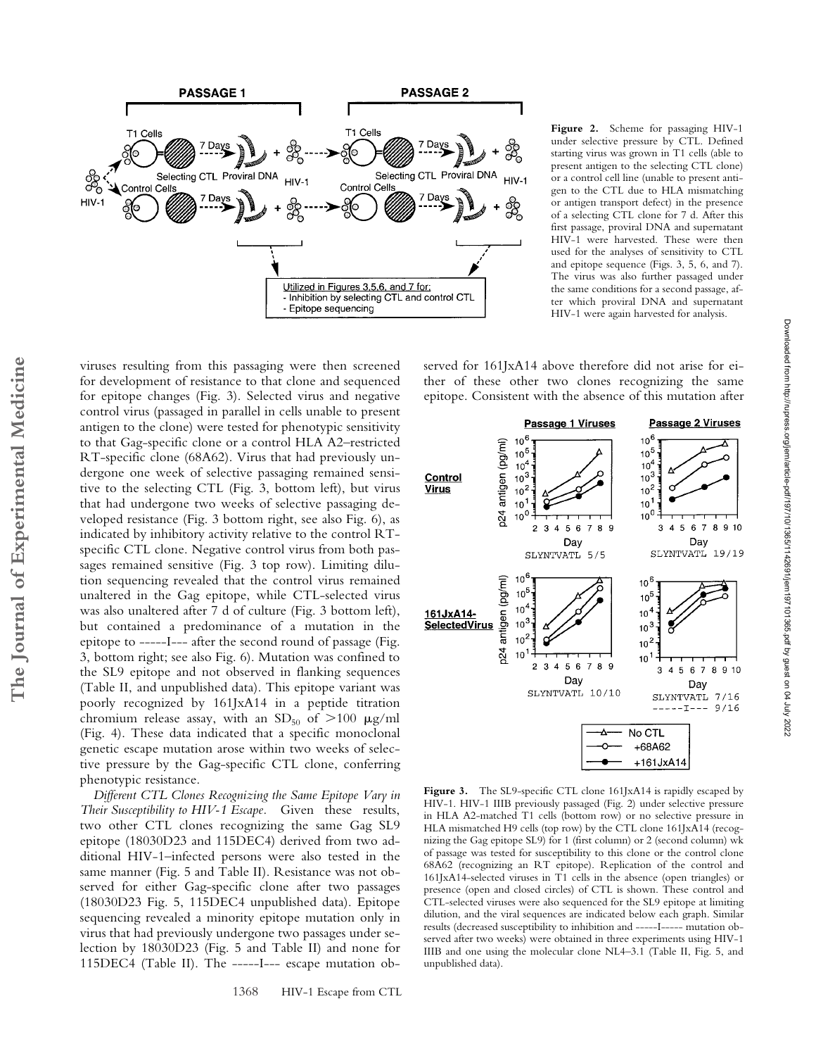**Figure 2.** Scheme for passaging HIV-1 under selective pressure by CTL. Defined starting virus was grown in T1 cells (able to present antigen to the selecting CTL clone) or a control cell line (unable to present antigen to the CTL due to HLA mismatching or antigen transport defect) in the presence of a selecting CTL clone for 7 d. After this first passage, proviral DNA and supernatant HIV-1 were harvested. These were then used for the analyses of sensitivity to CTL and epitope sequence (Figs. 3, 5, 6, and 7). The virus was also further passaged under the same conditions for a second passage, after which proviral DNA and supernatant HIV-1 were again harvested for analysis.

viruses resulting from this passaging were then screened for development of resistance to that clone and sequenced for epitope changes (Fig. 3). Selected virus and negative control virus (passaged in parallel in cells unable to present antigen to the clone) were tested for phenotypic sensitivity to that Gag-specific clone or a control HLA A2–restricted RT-specific clone (68A62). Virus that had previously undergone one week of selective passaging remained sensitive to the selecting CTL (Fig. 3, bottom left), but virus that had undergone two weeks of selective passaging developed resistance (Fig. 3 bottom right, see also Fig. 6), as indicated by inhibitory activity relative to the control RT-specific CTL clone. Negative control virus from both passages remained sensitive (Fig. 3 top row). Limiting dilution sequencing revealed that the control virus remained unaltered in the Gag epitope, while CTL-selected virus was also unaltered after 7 d of culture (Fig. 3 bottom left), but contained a predominance of a mutation in the epitope to -----I--- after the second round of passage (Fig. 3, bottom right; see also Fig. 6). Mutation was confined to the SL9 epitope and not observed in flanking sequences (Table II, and unpublished data). This epitope variant was poorly recognized by 161JxA14 in a peptide titration chromium release assay, with an $SD_{50}$ of >100 μg/ml (Fig. 4). These data indicated that a specific monoclonal genetic escape mutation arose within two weeks of selective pressure by the Gag-specific CTL clone, conferring phenotypic resistance.

*Different CTL Clones Recognizing the Same Epitope Vary in Their Susceptibility to HIV-1 Escape.* Given these results, two other CTL clones recognizing the same Gag SL9 epitope (18030D23 and 115DEC4) derived from two additional HIV-1–infected persons were also tested in the same manner (Fig. 5 and Table II). Resistance was not observed for either Gag-specific clone after two passages (18030D23 Fig. 5, 115DEC4 unpublished data). Epitope sequencing revealed a minority epitope mutation only in virus that had previously undergone two passages under selection by 18030D23 (Fig. 5 and Table II) and none for 115DEC4 (Table II). The -----I--- escape mutation observed for 161JxA14 above therefore did not arise for either of these other two clones recognizing the same epitope. Consistent with the absence of this mutation after

**Figure 3.** The SL9-specific CTL clone 161JxA14 is rapidly escaped by HIV-1. HIV-1 IIIB previously passaged (Fig. 2) under selective pressure in HLA A2-matched T1 cells (bottom row) or no selective pressure in HLA mismatched H9 cells (top row) by the CTL clone 161JxA14 (recognizing the Gag epitope SL9) for 1 (first column) or 2 (second column) wk of passage was tested for susceptibility to this clone or the control clone 68A62 (recognizing an RT epitope). Replication of the control and 161JxA14-selected viruses in T1 cells in the absence (open triangles) or presence (open and closed circles) of CTL is shown. These control and CTL-selected viruses were also sequenced for the SL9 epitope at limiting dilution, and the viral sequences are indicated below each graph. Similar results (decreased susceptibility to inhibition and -----I----- mutation observed after two weeks) were obtained in three experiments using HIV-1 IIIB and one using the molecular clone NL4–3.1 (Table II, Fig. 5, and unpublished data).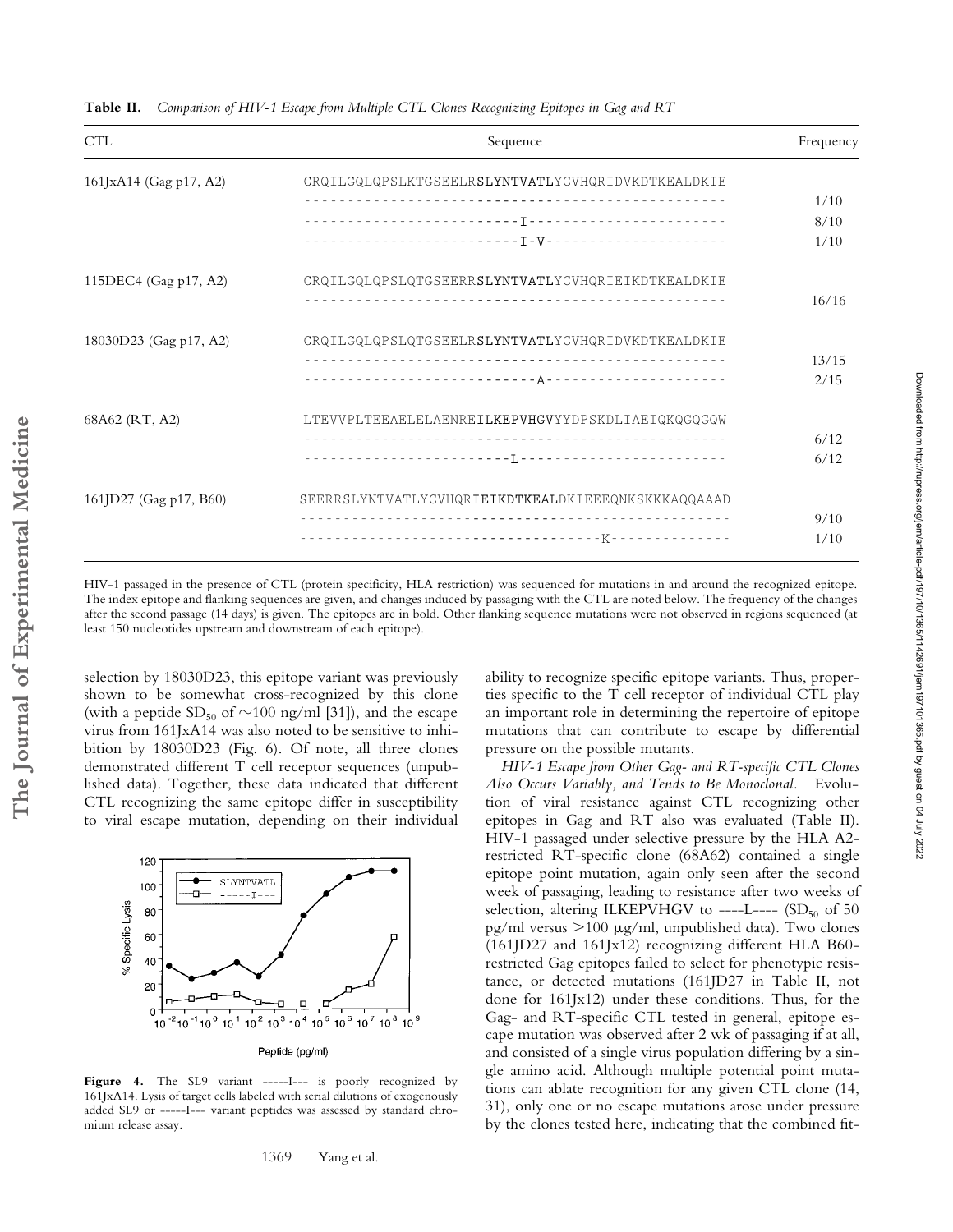**Table II.** *Comparison of HIV-1 Escape from Multiple CTL Clones Recognizing Epitopes in Gag and RT*

| CTL | Sequence | Frequency |
|---|---|---|
| 161JxA14 (Gag p17, A2) | CRQILGQLQPSLKTGSEELR**SLYNTVATL**YCVHQRIDVKDTKEALDKIE | |
| | -------------------------------------------------- | 1/10 |
| | ------------------------I----------------------- | 8/10 |
| | ------------------------I-V--------------------- | 1/10 |
| 115DEC4 (Gag p17, A2) | CRQILGQLQPSLQTGSEERR**SLYNTVATL**YCVHQRIEIKDTKEALDKIE | |
| | -------------------------------------------------- | 16/16 |
| 18030D23 (Gag p17, A2) | CRQILGQLQPSLQTGSEELR**SLYNTVATL**YCVHQRIDVKDTKEALDKIE | |
| | -------------------------------------------------- | 13/15 |
| | --------------------------A--------------------- | 2/15 |
| 68A62 (RT, A2) | LTEVVPLTEEAELELAENRE**ILKEPVHGV**YYDPSKDLIAEIQKQGQGQW | |
| | -------------------------------------------------- | 6/12 |
| | ------------------------L----------------------- | 6/12 |
| 161JD27 (Gag p17, B60) | SEERRSLYNTVATLYCVHQR**IEIKDTKEAL**DKIEEEQNKSKKKAQQAAAD | |
| | -------------------------------------------------- | 9/10 |
| | ----------------------------------K------------- | 1/10 |

HIV-1 passaged in the presence of CTL (protein specificity, HLA restriction) was sequenced for mutations in and around the recognized epitope. The index epitope and flanking sequences are given, and changes induced by passaging with the CTL are noted below. The frequency of the changes after the second passage (14 days) is given. The epitopes are in bold. Other flanking sequence mutations were not observed in regions sequenced (at least 150 nucleotides upstream and downstream of each epitope).

selection by 18030D23, this epitope variant was previously shown to be somewhat cross-recognized by this clone (with a peptide $SD_{50}$ of ~100 ng/ml [31]), and the escape virus from 161JxA14 was also noted to be sensitive to inhibition by 18030D23 (Fig. 6). Of note, all three clones demonstrated different T cell receptor sequences (unpublished data). Together, these data indicated that different CTL recognizing the same epitope differ in susceptibility to viral escape mutation, depending on their individual ability to recognize specific epitope variants. Thus, properties specific to the T cell receptor of individual CTL play an important role in determining the repertoire of epitope mutations that can contribute to escape by differential pressure on the possible mutants.

**Figure 4.** The SL9 variant -----I--- is poorly recognized by 161JxA14. Lysis of target cells labeled with serial dilutions of exogenously added SL9 or -----I--- variant peptides was assessed by standard chromium release assay.

*HIV-1 Escape from Other Gag- and RT-specific CTL Clones Also Occurs Variably, and Tends to Be Monoclonal.* Evolution of viral resistance against CTL recognizing other epitopes in Gag and RT also was evaluated (Table II). HIV-1 passaged under selective pressure by the HLA A2-restricted RT-specific clone (68A62) contained a single epitope point mutation, again only seen after the second week of passaging, leading to resistance after two weeks of selection, altering ILKEPVHGV to ----L---- ($SD_{50}$ of 50 pg/ml versus >100 μg/ml, unpublished data). Two clones (161JD27 and 161Jx12) recognizing different HLA B60-restricted Gag epitopes failed to select for phenotypic resistance, or detected mutations (161JD27 in Table II, not done for 161Jx12) under these conditions. Thus, for the Gag- and RT-specific CTL tested in general, epitope escape mutation was observed after 2 wk of passaging if at all, and consisted of a single virus population differing by a single amino acid. Although multiple potential point mutations can ablate recognition for any given CTL clone (14, 31), only one or no escape mutations arose under pressure by the clones tested here, indicating that the combined fit-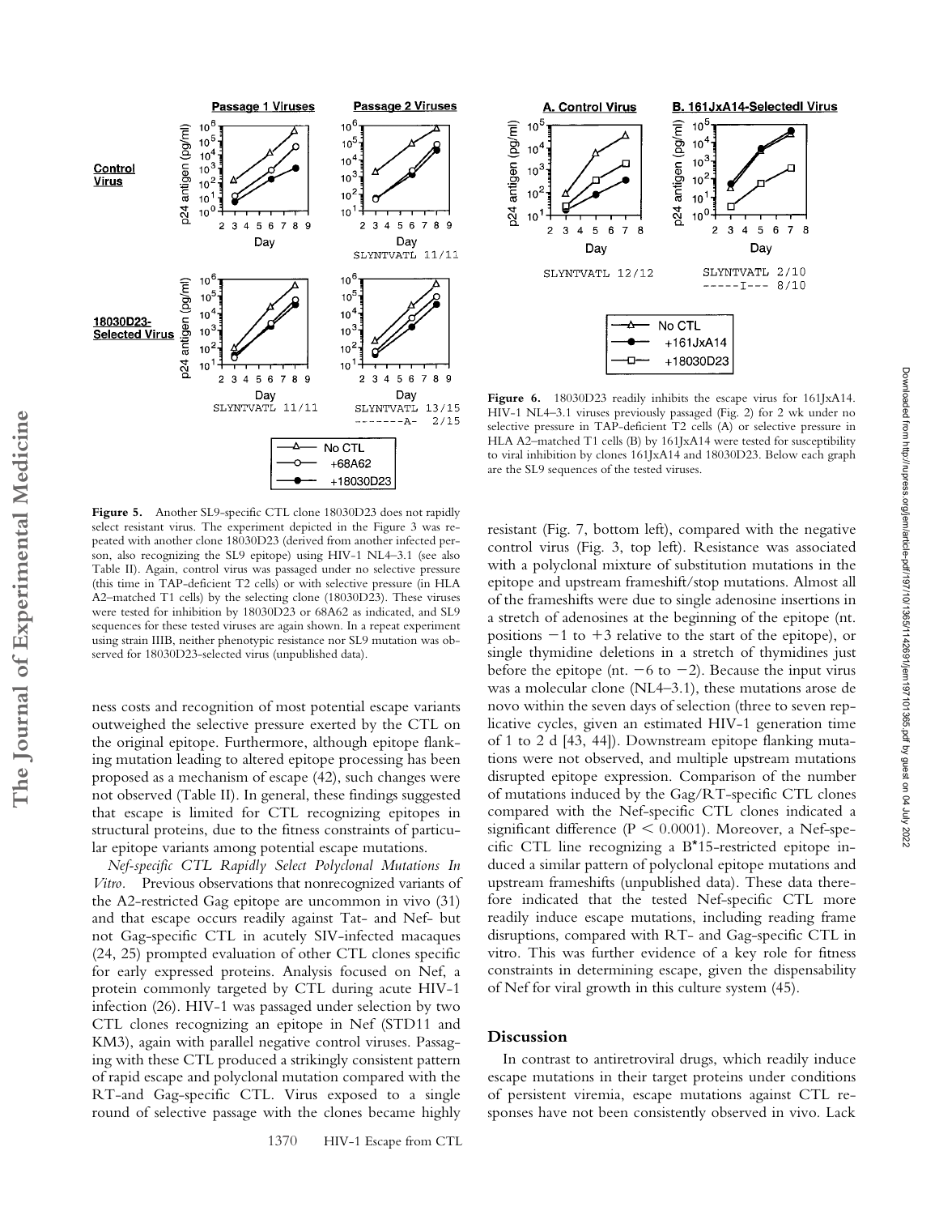**Figure 5.** Another SL9-specific CTL clone 18030D23 does not rapidly select resistant virus. The experiment depicted in the Figure 3 was repeated with another clone 18030D23 (derived from another infected person, also recognizing the SL9 epitope) using HIV-1 NL4–3.1 (see also Table II). Again, control virus was passaged under no selective pressure (this time in TAP-deficient T2 cells) or with selective pressure (in HLA A2–matched T1 cells) by the selecting clone (18030D23). These viruses were tested for inhibition by 18030D23 or 68A62 as indicated, and SL9 sequences for these tested viruses are again shown. In a repeat experiment using strain IIIB, neither phenotypic resistance nor SL9 mutation was observed for 18030D23-selected virus (unpublished data).

**Figure 6.** 18030D23 readily inhibits the escape virus for 161JxA14. HIV-1 NL4–3.1 viruses previously passaged (Fig. 2) for 2 wk under no selective pressure in TAP-deficient T2 cells (A) or selective pressure in HLA A2–matched T1 cells (B) by 161JxA14 were tested for susceptibility to viral inhibition by clones 161JxA14 and 18030D23. Below each graph are the SL9 sequences of the tested viruses.

ness costs and recognition of most potential escape variants outweighed the selective pressure exerted by the CTL on the original epitope. Furthermore, although epitope flanking mutation leading to altered epitope processing has been proposed as a mechanism of escape (42), such changes were not observed (Table II). In general, these findings suggested that escape is limited for CTL recognizing epitopes in structural proteins, due to the fitness constraints of particular epitope variants among potential escape mutations.

*Nef-specific CTL Rapidly Select Polyclonal Mutations In Vitro.* Previous observations that nonrecognized variants of the A2-restricted Gag epitope are uncommon in vivo (31) and that escape occurs readily against Tat- and Nef- but not Gag-specific CTL in acutely SIV-infected macaques (24, 25) prompted evaluation of other CTL clones specific for early expressed proteins. Analysis focused on Nef, a protein commonly targeted by CTL during acute HIV-1 infection (26). HIV-1 was passaged under selection by two CTL clones recognizing an epitope in Nef (STD11 and KM3), again with parallel negative control viruses. Passaging with these CTL produced a strikingly consistent pattern of rapid escape and polyclonal mutation compared with the RT-and Gag-specific CTL. Virus exposed to a single round of selective passage with the clones became highly resistant (Fig. 7, bottom left), compared with the negative control virus (Fig. 3, top left). Resistance was associated with a polyclonal mixture of substitution mutations in the epitope and upstream frameshift/stop mutations. Almost all of the frameshifts were due to single adenosine insertions in a stretch of adenosines at the beginning of the epitope (nt. positions $-1$ to $+3$ relative to the start of the epitope), or single thymidine deletions in a stretch of thymidines just before the epitope (nt. $-6$ to $-2$). Because the input virus was a molecular clone (NL4–3.1), these mutations arose de novo within the seven days of selection (three to seven replicative cycles, given an estimated HIV-1 generation time of 1 to 2 d [43, 44]). Downstream epitope flanking mutations were not observed, and multiple upstream mutations disrupted epitope expression. Comparison of the number of mutations induced by the Gag/RT-specific CTL clones compared with the Nef-specific CTL clones indicated a significant difference ($P < 0.0001$). Moreover, a Nef-specific CTL line recognizing a B*15-restricted epitope induced a similar pattern of polyclonal epitope mutations and upstream frameshifts (unpublished data). These data therefore indicated that the tested Nef-specific CTL more readily induce escape mutations, including reading frame disruptions, compared with RT- and Gag-specific CTL in vitro. This was further evidence of a key role for fitness constraints in determining escape, given the dispensability of Nef for viral growth in this culture system (45).

## Discussion

In contrast to antiretroviral drugs, which readily induce escape mutations in their target proteins under conditions of persistent viremia, escape mutations against CTL responses have not been consistently observed in vivo. Lack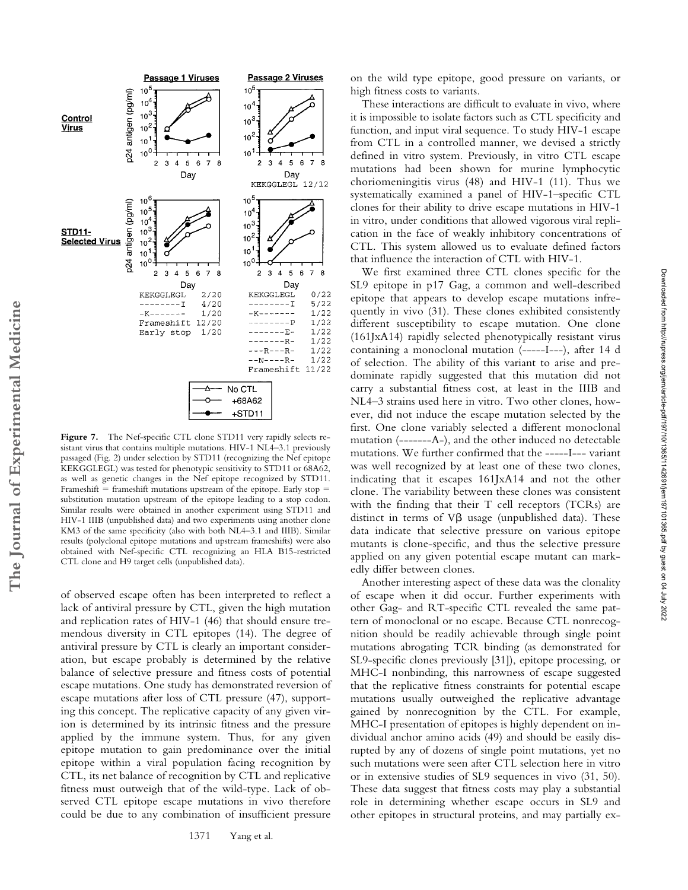**Figure 7.** The Nef-specific CTL clone STD11 very rapidly selects resistant virus that contains multiple mutations. HIV-1 NL4–3.1 previously passaged (Fig. 2) under selection by STD11 (recognizing the Nef epitope KEKGGLEGL) was tested for phenotypic sensitivity to STD11 or 68A62, as well as genetic changes in the Nef epitope recognized by STD11. Frameshift = frameshift mutations upstream of the epitope. Early stop = substitution mutation upstream of the epitope leading to a stop codon. Similar results were obtained in another experiment using STD11 and HIV-1 IIIB (unpublished data) and two experiments using another clone KM3 of the same specificity (also with both NL4–3.1 and IIIB). Similar results (polyclonal epitope mutations and upstream frameshifts) were also obtained with Nef-specific CTL recognizing an HLA B15-restricted CTL clone and H9 target cells (unpublished data).

of observed escape often has been interpreted to reflect a lack of antiviral pressure by CTL, given the high mutation and replication rates of HIV-1 (46) that should ensure tremendous diversity in CTL epitopes (14). The degree of antiviral pressure by CTL is clearly an important consideration, but escape probably is determined by the relative balance of selective pressure and fitness costs of potential escape mutations. One study has demonstrated reversion of escape mutations after loss of CTL pressure (47), supporting this concept. The replicative capacity of any given virion is determined by its intrinsic fitness and the pressure applied by the immune system. Thus, for any given epitope mutation to gain predominance over the initial epitope within a viral population facing recognition by CTL, its net balance of recognition by CTL and replicative fitness must outweigh that of the wild-type. Lack of observed CTL epitope escape mutations in vivo therefore could be due to any combination of insufficient pressure on the wild type epitope, good pressure on variants, or high fitness costs to variants.

These interactions are difficult to evaluate in vivo, where it is impossible to isolate factors such as CTL specificity and function, and input viral sequence. To study HIV-1 escape from CTL in a controlled manner, we devised a strictly defined in vitro system. Previously, in vitro CTL escape mutations had been shown for murine lymphocytic choriomeningitis virus (48) and HIV-1 (11). Thus we systematically examined a panel of HIV-1–specific CTL clones for their ability to drive escape mutations in HIV-1 in vitro, under conditions that allowed vigorous viral replication in the face of weakly inhibitory concentrations of CTL. This system allowed us to evaluate defined factors that influence the interaction of CTL with HIV-1.

We first examined three CTL clones specific for the SL9 epitope in p17 Gag, a common and well-described epitope that appears to develop escape mutations infrequently in vivo (31). These clones exhibited consistently different susceptibility to escape mutation. One clone (161JxA14) rapidly selected phenotypically resistant virus containing a monoclonal mutation (-----I---), after 14 d of selection. The ability of this variant to arise and predominate rapidly suggested that this mutation did not carry a substantial fitness cost, at least in the IIIB and NL4–3 strains used here in vitro. Two other clones, however, did not induce the escape mutation selected by the first. One clone variably selected a different monoclonal mutation (-------A-), and the other induced no detectable mutations. We further confirmed that the -----I--- variant was well recognized by at least one of these two clones, indicating that it escapes 161JxA14 and not the other clone. The variability between these clones was consistent with the finding that their T cell receptors (TCRs) are distinct in terms of Vβ usage (unpublished data). These data indicate that selective pressure on various epitope mutants is clone-specific, and thus the selective pressure applied on any given potential escape mutant can markedly differ between clones.

Another interesting aspect of these data was the clonality of escape when it did occur. Further experiments with other Gag- and RT-specific CTL revealed the same pattern of monoclonal or no escape. Because CTL nonrecognition should be readily achievable through single point mutations abrogating TCR binding (as demonstrated for SL9-specific clones previously [31]), epitope processing, or MHC-I nonbinding, this narrowness of escape suggested that the replicative fitness constraints for potential escape mutations usually outweighed the replicative advantage gained by nonrecognition by the CTL. For example, MHC-I presentation of epitopes is highly dependent on individual anchor amino acids (49) and should be easily disrupted by any of dozens of single point mutations, yet no such mutations were seen after CTL selection here in vitro or in extensive studies of SL9 sequences in vivo (31, 50). These data suggest that fitness costs may play a substantial role in determining whether escape occurs in SL9 and other epitopes in structural proteins, and may partially ex-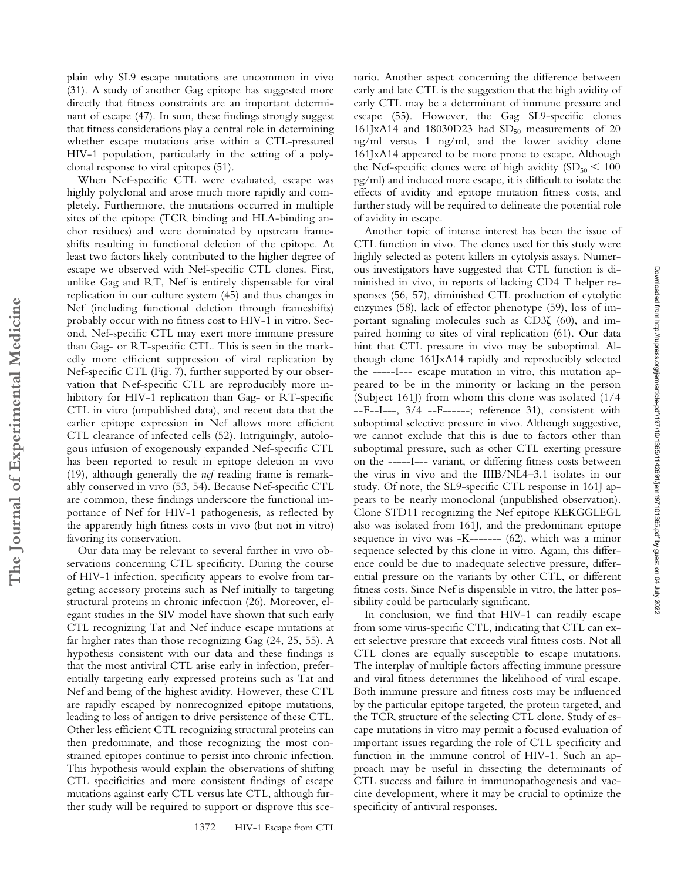plain why SL9 escape mutations are uncommon in vivo (31). A study of another Gag epitope has suggested more directly that fitness constraints are an important determinant of escape (47). In sum, these findings strongly suggest that fitness considerations play a central role in determining whether escape mutations arise within a CTL-pressured HIV-1 population, particularly in the setting of a polyclonal response to viral epitopes (51).

When Nef-specific CTL were evaluated, escape was highly polyclonal and arose much more rapidly and completely. Furthermore, the mutations occurred in multiple sites of the epitope (TCR binding and HLA-binding anchor residues) and were dominated by upstream frameshifts resulting in functional deletion of the epitope. At least two factors likely contributed to the higher degree of escape we observed with Nef-specific CTL clones. First, unlike Gag and RT, Nef is entirely dispensable for viral replication in our culture system (45) and thus changes in Nef (including functional deletion through frameshifts) probably occur with no fitness cost to HIV-1 in vitro. Second, Nef-specific CTL may exert more immune pressure than Gag- or RT-specific CTL. This is seen in the markedly more efficient suppression of viral replication by Nef-specific CTL (Fig. 7), further supported by our observation that Nef-specific CTL are reproducibly more inhibitory for HIV-1 replication than Gag- or RT-specific CTL in vitro (unpublished data), and recent data that the earlier epitope expression in Nef allows more efficient CTL clearance of infected cells (52). Intriguingly, autologous infusion of exogenously expanded Nef-specific CTL has been reported to result in epitope deletion in vivo (19), although generally the *nef* reading frame is remarkably conserved in vivo (53, 54). Because Nef-specific CTL are common, these findings underscore the functional importance of Nef for HIV-1 pathogenesis, as reflected by the apparently high fitness costs in vivo (but not in vitro) favoring its conservation.

Our data may be relevant to several further in vivo observations concerning CTL specificity. During the course of HIV-1 infection, specificity appears to evolve from targeting accessory proteins such as Nef initially to targeting structural proteins in chronic infection (26). Moreover, elegant studies in the SIV model have shown that such early CTL recognizing Tat and Nef induce escape mutations at far higher rates than those recognizing Gag (24, 25, 55). A hypothesis consistent with our data and these findings is that the most antiviral CTL arise early in infection, preferentially targeting early expressed proteins such as Tat and Nef and being of the highest avidity. However, these CTL are rapidly escaped by nonrecognized epitope mutations, leading to loss of antigen to drive persistence of these CTL. Other less efficient CTL recognizing structural proteins can then predominate, and those recognizing the most constrained epitopes continue to persist into chronic infection. This hypothesis would explain the observations of shifting CTL specificities and more consistent findings of escape mutations against early CTL versus late CTL, although further study will be required to support or disprove this scenario. Another aspect concerning the difference between early and late CTL is the suggestion that the high avidity of early CTL may be a determinant of immune pressure and escape (55). However, the Gag SL9-specific clones 161JxA14 and 18030D23 had $SD_{50}$ measurements of 20 ng/ml versus 1 ng/ml, and the lower avidity clone 161JxA14 appeared to be more prone to escape. Although the Nef-specific clones were of high avidity ($SD_{50} < 100$ pg/ml) and induced more escape, it is difficult to isolate the effects of avidity and epitope mutation fitness costs, and further study will be required to delineate the potential role of avidity in escape.

Another topic of intense interest has been the issue of CTL function in vivo. The clones used for this study were highly selected as potent killers in cytolysis assays. Numerous investigators have suggested that CTL function is diminished in vivo, in reports of lacking CD4 T helper responses (56, 57), diminished CTL production of cytolytic enzymes (58), lack of effector phenotype (59), loss of important signaling molecules such as CD3ζ (60), and impaired homing to sites of viral replication (61). Our data hint that CTL pressure in vivo may be suboptimal. Although clone 161JxA14 rapidly and reproducibly selected the -----I--- escape mutation in vitro, this mutation appeared to be in the minority or lacking in the person (Subject 161J) from whom this clone was isolated (1/4 --F--I---, 3/4 --F------; reference 31), consistent with suboptimal selective pressure in vivo. Although suggestive, we cannot exclude that this is due to factors other than suboptimal pressure, such as other CTL exerting pressure on the -----I--- variant, or differing fitness costs between the virus in vivo and the IIIB/NL4–3.1 isolates in our study. Of note, the SL9-specific CTL response in 161J appears to be nearly monoclonal (unpublished observation). Clone STD11 recognizing the Nef epitope KEKGGLEGL also was isolated from 161J, and the predominant epitope sequence in vivo was -K------- (62), which was a minor sequence selected by this clone in vitro. Again, this difference could be due to inadequate selective pressure, differential pressure on the variants by other CTL, or different fitness costs. Since Nef is dispensible in vitro, the latter possibility could be particularly significant.

In conclusion, we find that HIV-1 can readily escape from some virus-specific CTL, indicating that CTL can exert selective pressure that exceeds viral fitness costs. Not all CTL clones are equally susceptible to escape mutations. The interplay of multiple factors affecting immune pressure and viral fitness determines the likelihood of viral escape. Both immune pressure and fitness costs may be influenced by the particular epitope targeted, the protein targeted, and the TCR structure of the selecting CTL clone. Study of escape mutations in vitro may permit a focused evaluation of important issues regarding the role of CTL specificity and function in the immune control of HIV-1. Such an approach may be useful in dissecting the determinants of CTL success and failure in immunopathogenesis and vaccine development, where it may be crucial to optimize the specificity of antiviral responses.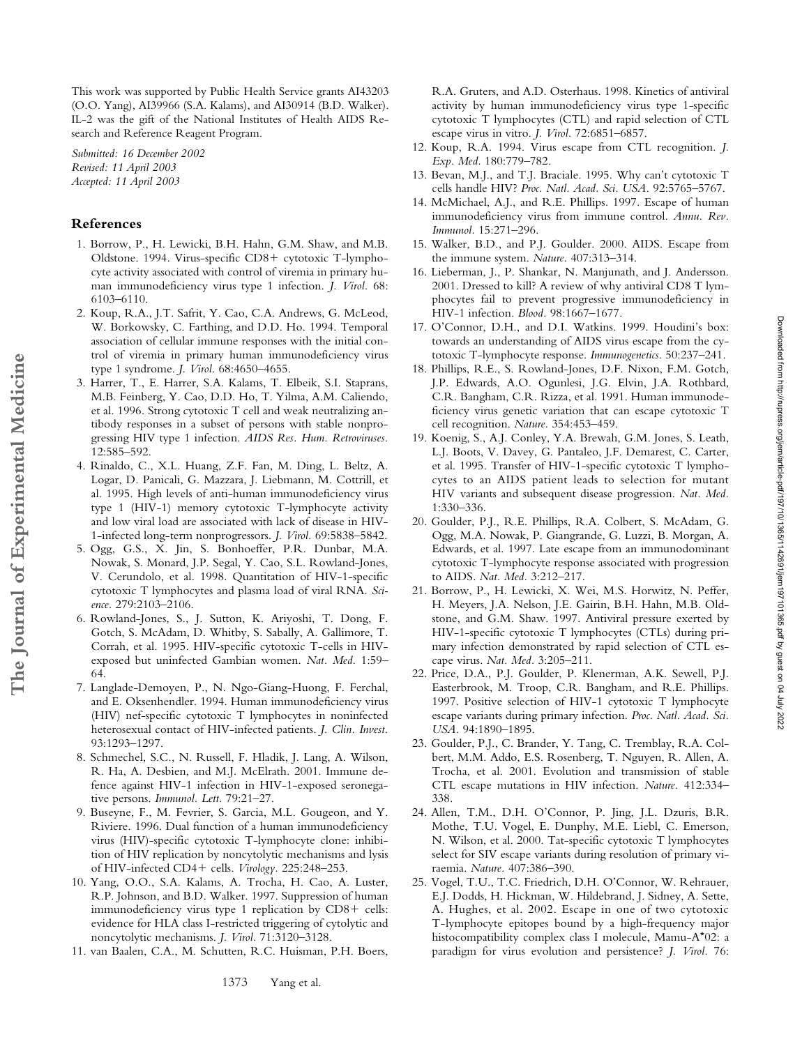This work was supported by Public Health Service grants AI43203 (O.O. Yang), AI39966 (S.A. Kalams), and AI30914 (B.D. Walker). IL-2 was the gift of the National Institutes of Health AIDS Research and Reference Reagent Program.

*Submitted: 16 December 2002*
*Revised: 11 April 2003*
*Accepted: 11 April 2003*

## References

1. Borrow, P., H. Lewicki, B.H. Hahn, G.M. Shaw, and M.B. Oldstone. 1994. Virus-specific CD8+ cytotoxic T-lymphocyte activity associated with control of viremia in primary human immunodeficiency virus type 1 infection. *J. Virol.* 68: 6103–6110.
2. Koup, R.A., J.T. Safrit, Y. Cao, C.A. Andrews, G. McLeod, W. Borkowsky, C. Farthing, and D.D. Ho. 1994. Temporal association of cellular immune responses with the initial control of viremia in primary human immunodeficiency virus type 1 syndrome. *J. Virol.* 68:4650–4655.
3. Harrer, T., E. Harrer, S.A. Kalams, T. Elbeik, S.I. Staprans, M.B. Feinberg, Y. Cao, D.D. Ho, T. Yilma, A.M. Caliendo, et al. 1996. Strong cytotoxic T cell and weak neutralizing antibody responses in a subset of persons with stable nonprogressing HIV type 1 infection. *AIDS Res. Hum. Retroviruses.* 12:585–592.
4. Rinaldo, C., X.L. Huang, Z.F. Fan, M. Ding, L. Beltz, A. Logar, D. Panicali, G. Mazzara, J. Liebmann, M. Cottrill, et al. 1995. High levels of anti-human immunodeficiency virus type 1 (HIV-1) memory cytotoxic T-lymphocyte activity and low viral load are associated with lack of disease in HIV-1-infected long-term nonprogressors. *J. Virol.* 69:5838–5842.
5. Ogg, G.S., X. Jin, S. Bonhoeffer, P.R. Dunbar, M.A. Nowak, S. Monard, J.P. Segal, Y. Cao, S.L. Rowland-Jones, V. Cerundolo, et al. 1998. Quantitation of HIV-1-specific cytotoxic T lymphocytes and plasma load of viral RNA. *Science.* 279:2103–2106.
6. Rowland-Jones, S., J. Sutton, K. Ariyoshi, T. Dong, F. Gotch, S. McAdam, D. Whitby, S. Sabally, A. Gallimore, T. Corrah, et al. 1995. HIV-specific cytotoxic T-cells in HIV-exposed but uninfected Gambian women. *Nat. Med.* 1:59–64.
7. Langlade-Demoyen, P., N. Ngo-Giang-Huong, F. Ferchal, and E. Oksenhendler. 1994. Human immunodeficiency virus (HIV) nef-specific cytotoxic T lymphocytes in noninfected heterosexual contact of HIV-infected patients. *J. Clin. Invest.* 93:1293–1297.
8. Schmechel, S.C., N. Russell, F. Hladik, J. Lang, A. Wilson, R. Ha, A. Desbien, and M.J. McElrath. 2001. Immune defence against HIV-1 infection in HIV-1-exposed seronegative persons. *Immunol. Lett.* 79:21–27.
9. Buseyne, F., M. Fevrier, S. Garcia, M.L. Gougeon, and Y. Riviere. 1996. Dual function of a human immunodeficiency virus (HIV)-specific cytotoxic T-lymphocyte clone: inhibition of HIV replication by noncytolytic mechanisms and lysis of HIV-infected CD4+ cells. *Virology.* 225:248–253.
10. Yang, O.O., S.A. Kalams, A. Trocha, H. Cao, A. Luster, R.P. Johnson, and B.D. Walker. 1997. Suppression of human immunodeficiency virus type 1 replication by CD8+ cells: evidence for HLA class I-restricted triggering of cytolytic and noncytolytic mechanisms. *J. Virol.* 71:3120–3128.
11. van Baalen, C.A., M. Schutten, R.C. Huisman, P.H. Boers, R.A. Gruters, and A.D. Osterhaus. 1998. Kinetics of antiviral activity by human immunodeficiency virus type 1-specific cytotoxic T lymphocytes (CTL) and rapid selection of CTL escape virus in vitro. *J. Virol.* 72:6851–6857.
12. Koup, R.A. 1994. Virus escape from CTL recognition. *J. Exp. Med.* 180:779–782.
13. Bevan, M.J., and T.J. Braciale. 1995. Why can't cytotoxic T cells handle HIV? *Proc. Natl. Acad. Sci. USA.* 92:5765–5767.
14. McMichael, A.J., and R.E. Phillips. 1997. Escape of human immunodeficiency virus from immune control. *Annu. Rev. Immunol.* 15:271–296.
15. Walker, B.D., and P.J. Goulder. 2000. AIDS. Escape from the immune system. *Nature.* 407:313–314.
16. Lieberman, J., P. Shankar, N. Manjunath, and J. Andersson. 2001. Dressed to kill? A review of why antiviral CD8 T lymphocytes fail to prevent progressive immunodeficiency in HIV-1 infection. *Blood.* 98:1667–1677.
17. O'Connor, D.H., and D.I. Watkins. 1999. Houdini's box: towards an understanding of AIDS virus escape from the cytotoxic T-lymphocyte response. *Immunogenetics.* 50:237–241.
18. Phillips, R.E., S. Rowland-Jones, D.F. Nixon, F.M. Gotch, J.P. Edwards, A.O. Ogunlesi, J.G. Elvin, J.A. Rothbard, C.R. Bangham, C.R. Rizza, et al. 1991. Human immunodeficiency virus genetic variation that can escape cytotoxic T cell recognition. *Nature.* 354:453–459.
19. Koenig, S., A.J. Conley, Y.A. Brewah, G.M. Jones, S. Leath, L.J. Boots, V. Davey, G. Pantaleo, J.F. Demarest, C. Carter, et al. 1995. Transfer of HIV-1-specific cytotoxic T lymphocytes to an AIDS patient leads to selection for mutant HIV variants and subsequent disease progression. *Nat. Med.* 1:330–336.
20. Goulder, P.J., R.E. Phillips, R.A. Colbert, S. McAdam, G. Ogg, M.A. Nowak, P. Giangrande, G. Luzzi, B. Morgan, A. Edwards, et al. 1997. Late escape from an immunodominant cytotoxic T-lymphocyte response associated with progression to AIDS. *Nat. Med.* 3:212–217.
21. Borrow, P., H. Lewicki, X. Wei, M.S. Horwitz, N. Peffer, H. Meyers, J.A. Nelson, J.E. Gairin, B.H. Hahn, M.B. Oldstone, and G.M. Shaw. 1997. Antiviral pressure exerted by HIV-1-specific cytotoxic T lymphocytes (CTLs) during primary infection demonstrated by rapid selection of CTL escape virus. *Nat. Med.* 3:205–211.
22. Price, D.A., P.J. Goulder, P. Klenerman, A.K. Sewell, P.J. Easterbrook, M. Troop, C.R. Bangham, and R.E. Phillips. 1997. Positive selection of HIV-1 cytotoxic T lymphocyte escape variants during primary infection. *Proc. Natl. Acad. Sci. USA.* 94:1890–1895.
23. Goulder, P.J., C. Brander, Y. Tang, C. Tremblay, R.A. Colbert, M.M. Addo, E.S. Rosenberg, T. Nguyen, R. Allen, A. Trocha, et al. 2001. Evolution and transmission of stable CTL escape mutations in HIV infection. *Nature.* 412:334–338.
24. Allen, T.M., D.H. O'Connor, P. Jing, J.L. Dzuris, B.R. Mothe, T.U. Vogel, E. Dunphy, M.E. Liebl, C. Emerson, N. Wilson, et al. 2000. Tat-specific cytotoxic T lymphocytes select for SIV escape variants during resolution of primary viraemia. *Nature.* 407:386–390.
25. Vogel, T.U., T.C. Friedrich, D.H. O'Connor, W. Rehrauer, E.J. Dodds, H. Hickman, W. Hildebrand, J. Sidney, A. Sette, A. Hughes, et al. 2002. Escape in one of two cytotoxic T-lymphocyte epitopes bound by a high-frequency major histocompatibility complex class I molecule, Mamu-A*02: a paradigm for virus evolution and persistence? *J. Virol.* 76: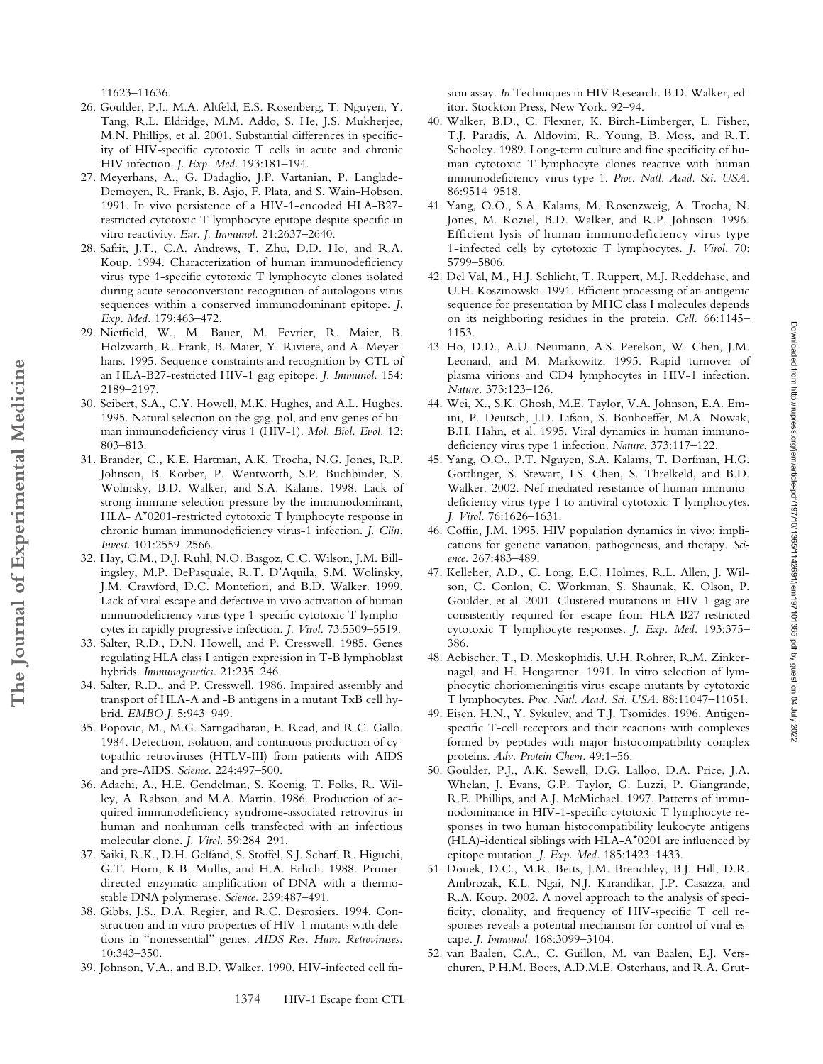11623–11636.

26. Goulder, P.J., M.A. Altfeld, E.S. Rosenberg, T. Nguyen, Y. Tang, R.L. Eldridge, M.M. Addo, S. He, J.S. Mukherjee, M.N. Phillips, et al. 2001. Substantial differences in specificity of HIV-specific cytotoxic T cells in acute and chronic HIV infection. *J. Exp. Med.* 193:181–194.
27. Meyerhans, A., G. Dadaglio, J.P. Vartanian, P. Langlade-Demoyen, R. Frank, B. Asjo, F. Plata, and S. Wain-Hobson. 1991. In vivo persistence of a HIV-1-encoded HLA-B27-restricted cytotoxic T lymphocyte epitope despite specific in vitro reactivity. *Eur. J. Immunol.* 21:2637–2640.
28. Safrit, J.T., C.A. Andrews, T. Zhu, D.D. Ho, and R.A. Koup. 1994. Characterization of human immunodeficiency virus type 1-specific cytotoxic T lymphocyte clones isolated during acute seroconversion: recognition of autologous virus sequences within a conserved immunodominant epitope. *J. Exp. Med.* 179:463–472.
29. Nietfield, W., M. Bauer, M. Fevrier, R. Maier, B. Holzwarth, R. Frank, B. Maier, Y. Riviere, and A. Meyerhans. 1995. Sequence constraints and recognition by CTL of an HLA-B27-restricted HIV-1 gag epitope. *J. Immunol.* 154:2189–2197.
30. Seibert, S.A., C.Y. Howell, M.K. Hughes, and A.L. Hughes. 1995. Natural selection on the gag, pol, and env genes of human immunodeficiency virus 1 (HIV-1). *Mol. Biol. Evol.* 12:803–813.
31. Brander, C., K.E. Hartman, A.K. Trocha, N.G. Jones, R.P. Johnson, B. Korber, P. Wentworth, S.P. Buchbinder, S. Wolinsky, B.D. Walker, and S.A. Kalams. 1998. Lack of strong immune selection pressure by the immunodominant, HLA- A*0201-restricted cytotoxic T lymphocyte response in chronic human immunodeficiency virus-1 infection. *J. Clin. Invest.* 101:2559–2566.
32. Hay, C.M., D.J. Ruhl, N.O. Basgoz, C.C. Wilson, J.M. Billingsley, M.P. DePasquale, R.T. D'Aquila, S.M. Wolinsky, J.M. Crawford, D.C. Montefiori, and B.D. Walker. 1999. Lack of viral escape and defective in vivo activation of human immunodeficiency virus type 1-specific cytotoxic T lymphocytes in rapidly progressive infection. *J. Virol.* 73:5509–5519.
33. Salter, R.D., D.N. Howell, and P. Cresswell. 1985. Genes regulating HLA class I antigen expression in T-B lymphoblast hybrids. *Immunogenetics.* 21:235–246.
34. Salter, R.D., and P. Cresswell. 1986. Impaired assembly and transport of HLA-A and -B antigens in a mutant TxB cell hybrid. *EMBO J.* 5:943–949.
35. Popovic, M., M.G. Sarngadharan, E. Read, and R.C. Gallo. 1984. Detection, isolation, and continuous production of cytopathic retroviruses (HTLV-III) from patients with AIDS and pre-AIDS. *Science.* 224:497–500.
36. Adachi, A., H.E. Gendelman, S. Koenig, T. Folks, R. Willey, A. Rabson, and M.A. Martin. 1986. Production of acquired immunodeficiency syndrome-associated retrovirus in human and nonhuman cells transfected with an infectious molecular clone. *J. Virol.* 59:284–291.
37. Saiki, R.K., D.H. Gelfand, S. Stoffel, S.J. Scharf, R. Higuchi, G.T. Horn, K.B. Mullis, and H.A. Erlich. 1988. Primer-directed enzymatic amplification of DNA with a thermostable DNA polymerase. *Science.* 239:487–491.
38. Gibbs, J.S., D.A. Regier, and R.C. Desrosiers. 1994. Construction and in vitro properties of HIV-1 mutants with deletions in "nonessential" genes. *AIDS Res. Hum. Retroviruses.* 10:343–350.
39. Johnson, V.A., and B.D. Walker. 1990. HIV-infected cell fusion assay. *In* Techniques in HIV Research. B.D. Walker, editor. Stockton Press, New York. 92–94.
40. Walker, B.D., C. Flexner, K. Birch-Limberger, L. Fisher, T.J. Paradis, A. Aldovini, R. Young, B. Moss, and R.T. Schooley. 1989. Long-term culture and fine specificity of human cytotoxic T-lymphocyte clones reactive with human immunodeficiency virus type 1. *Proc. Natl. Acad. Sci. USA.* 86:9514–9518.
41. Yang, O.O., S.A. Kalams, M. Rosenzweig, A. Trocha, N. Jones, M. Koziel, B.D. Walker, and R.P. Johnson. 1996. Efficient lysis of human immunodeficiency virus type 1-infected cells by cytotoxic T lymphocytes. *J. Virol.* 70:5799–5806.
42. Del Val, M., H.J. Schlicht, T. Ruppert, M.J. Reddehase, and U.H. Koszinowski. 1991. Efficient processing of an antigenic sequence for presentation by MHC class I molecules depends on its neighboring residues in the protein. *Cell.* 66:1145–1153.
43. Ho, D.D., A.U. Neumann, A.S. Perelson, W. Chen, J.M. Leonard, and M. Markowitz. 1995. Rapid turnover of plasma virions and CD4 lymphocytes in HIV-1 infection. *Nature.* 373:123–126.
44. Wei, X., S.K. Ghosh, M.E. Taylor, V.A. Johnson, E.A. Emini, P. Deutsch, J.D. Lifson, S. Bonhoeffer, M.A. Nowak, B.H. Hahn, et al. 1995. Viral dynamics in human immunodeficiency virus type 1 infection. *Nature.* 373:117–122.
45. Yang, O.O., P.T. Nguyen, S.A. Kalams, T. Dorfman, H.G. Gottlinger, S. Stewart, I.S. Chen, S. Threlkeld, and B.D. Walker. 2002. Nef-mediated resistance of human immunodeficiency virus type 1 to antiviral cytotoxic T lymphocytes. *J. Virol.* 76:1626–1631.
46. Coffin, J.M. 1995. HIV population dynamics in vivo: implications for genetic variation, pathogenesis, and therapy. *Science.* 267:483–489.
47. Kelleher, A.D., C. Long, E.C. Holmes, R.L. Allen, J. Wilson, C. Conlon, C. Workman, S. Shaunak, K. Olson, P. Goulder, et al. 2001. Clustered mutations in HIV-1 gag are consistently required for escape from HLA-B27-restricted cytotoxic T lymphocyte responses. *J. Exp. Med.* 193:375–386.
48. Aebischer, T., D. Moskophidis, U.H. Rohrer, R.M. Zinkernagel, and H. Hengartner. 1991. In vitro selection of lymphocytic choriomeningitis virus escape mutants by cytotoxic T lymphocytes. *Proc. Natl. Acad. Sci. USA.* 88:11047–11051.
49. Eisen, H.N., Y. Sykulev, and T.J. Tsomides. 1996. Antigen-specific T-cell receptors and their reactions with complexes formed by peptides with major histocompatibility complex proteins. *Adv. Protein Chem.* 49:1–56.
50. Goulder, P.J., A.K. Sewell, D.G. Lalloo, D.A. Price, J.A. Whelan, J. Evans, G.P. Taylor, G. Luzzi, P. Giangrande, R.E. Phillips, and A.J. McMichael. 1997. Patterns of immunodominance in HIV-1-specific cytotoxic T lymphocyte responses in two human histocompatibility leukocyte antigens (HLA)-identical siblings with HLA-A*0201 are influenced by epitope mutation. *J. Exp. Med.* 185:1423–1433.
51. Douek, D.C., M.R. Betts, J.M. Brenchley, B.J. Hill, D.R. Ambrozak, K.L. Ngai, N.J. Karandikar, J.P. Casazza, and R.A. Koup. 2002. A novel approach to the analysis of specificity, clonality, and frequency of HIV-specific T cell responses reveals a potential mechanism for control of viral escape. *J. Immunol.* 168:3099–3104.
52. van Baalen, C.A., C. Guillon, M. van Baalen, E.J. Verschuren, P.H.M. Boers, A.D.M.E. Osterhaus, and R.A. Grut-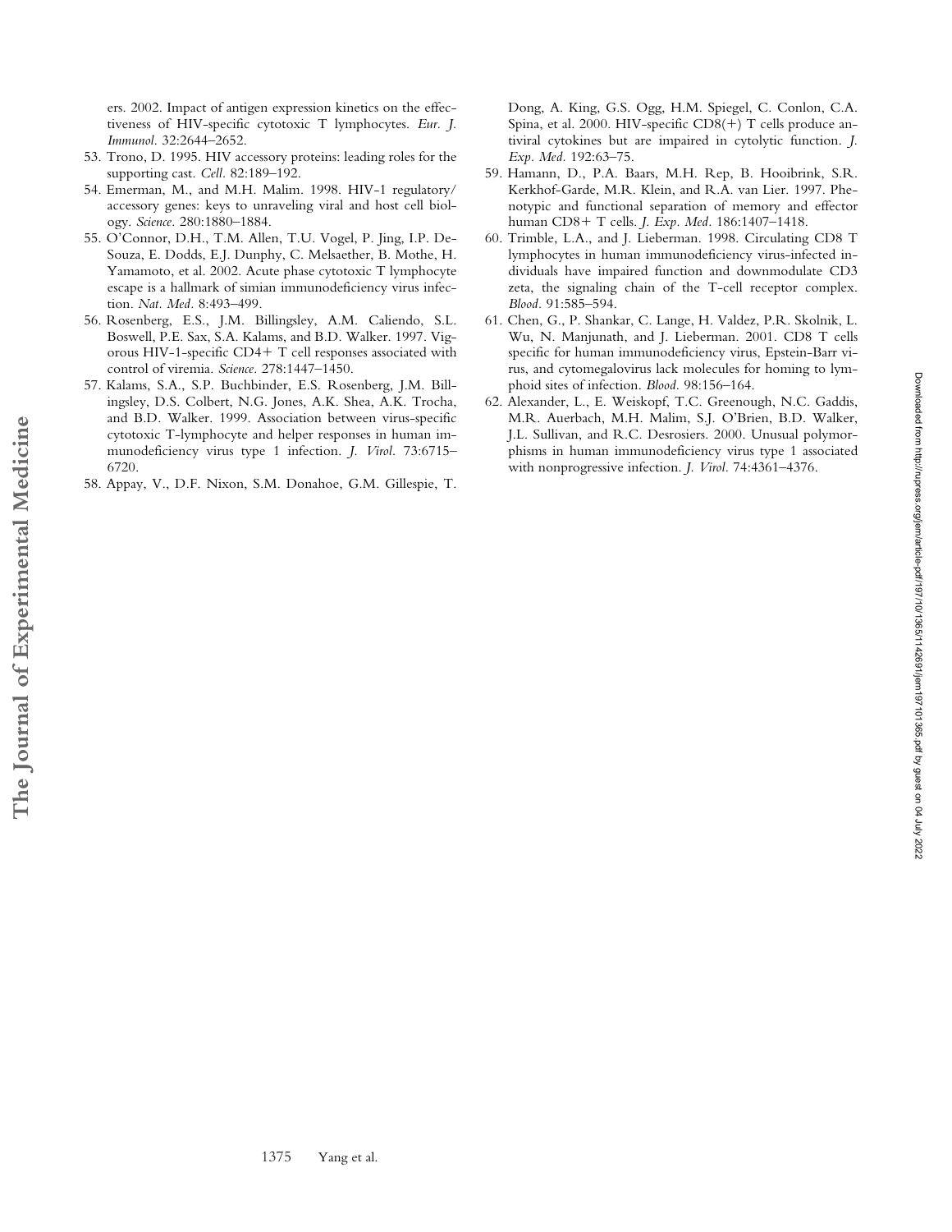ers. 2002. Impact of antigen expression kinetics on the effectiveness of HIV-specific cytotoxic T lymphocytes. *Eur. J. Immunol.* 32:2644–2652.

53. Trono, D. 1995. HIV accessory proteins: leading roles for the supporting cast. *Cell.* 82:189–192.
54. Emerman, M., and M.H. Malim. 1998. HIV-1 regulatory/accessory genes: keys to unraveling viral and host cell biology. *Science.* 280:1880–1884.
55. O'Connor, D.H., T.M. Allen, T.U. Vogel, P. Jing, I.P. DeSouza, E. Dodds, E.J. Dunphy, C. Melsaether, B. Mothe, H. Yamamoto, et al. 2002. Acute phase cytotoxic T lymphocyte escape is a hallmark of simian immunodeficiency virus infection. *Nat. Med.* 8:493–499.
56. Rosenberg, E.S., J.M. Billingsley, A.M. Caliendo, S.L. Boswell, P.E. Sax, S.A. Kalams, and B.D. Walker. 1997. Vigorous HIV-1-specific CD4+ T cell responses associated with control of viremia. *Science.* 278:1447–1450.
57. Kalams, S.A., S.P. Buchbinder, E.S. Rosenberg, J.M. Billingsley, D.S. Colbert, N.G. Jones, A.K. Shea, A.K. Trocha, and B.D. Walker. 1999. Association between virus-specific cytotoxic T-lymphocyte and helper responses in human immunodeficiency virus type 1 infection. *J. Virol.* 73:6715–6720.
58. Appay, V., D.F. Nixon, S.M. Donahoe, G.M. Gillespie, T. Dong, A. King, G.S. Ogg, H.M. Spiegel, C. Conlon, C.A. Spina, et al. 2000. HIV-specific CD8(+) T cells produce antiviral cytokines but are impaired in cytolytic function. *J. Exp. Med.* 192:63–75.
59. Hamann, D., P.A. Baars, M.H. Rep, B. Hooibrink, S.R. Kerkhof-Garde, M.R. Klein, and R.A. van Lier. 1997. Phenotypic and functional separation of memory and effector human CD8+ T cells. *J. Exp. Med.* 186:1407–1418.
60. Trimble, L.A., and J. Lieberman. 1998. Circulating CD8 T lymphocytes in human immunodeficiency virus-infected individuals have impaired function and downmodulate CD3 zeta, the signaling chain of the T-cell receptor complex. *Blood.* 91:585–594.
61. Chen, G., P. Shankar, C. Lange, H. Valdez, P.R. Skolnik, L. Wu, N. Manjunath, and J. Lieberman. 2001. CD8 T cells specific for human immunodeficiency virus, Epstein-Barr virus, and cytomegalovirus lack molecules for homing to lymphoid sites of infection. *Blood.* 98:156–164.
62. Alexander, L., E. Weiskopf, T.C. Greenough, N.C. Gaddis, M.R. Auerbach, M.H. Malim, S.J. O'Brien, B.D. Walker, J.L. Sullivan, and R.C. Desrosiers. 2000. Unusual polymorphisms in human immunodeficiency virus type 1 associated with nonprogressive infection. *J. Virol.* 74:4361–4376.